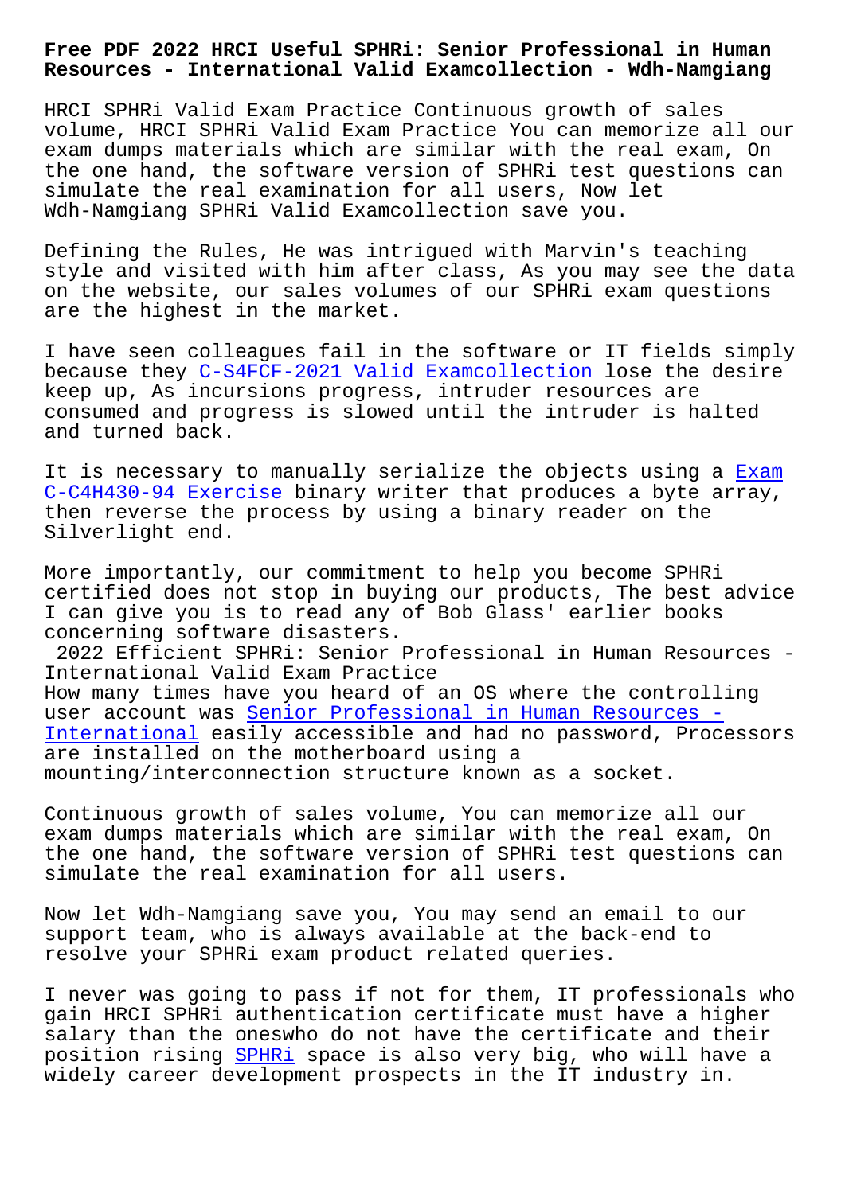# Free PDF 2022 HRCI Useful SPHRi: Senior Professional in Human Resources - International Valid Examcollection - Wdh-Namgiang

HRCI SPHRi Valid Exam Practice Continuous growth of sales volume, HRCI SPHRi Valid Exam Practice You can memorize all our exam dumps materials which are similar with the real exam, On the one hand, the software version of SPHRi test questions can simulate the real examination for all users, Now let Wdh-Namgiang SPHRi Valid Examcollection save you.

Defining the Rules, He was intrigued with Marvin's teaching style and visited with him after class, As you may see the data on the website, our sales volumes of our SPHRi exam questions are the highest in the market.

I have seen colleagues fail in the software or IT fields simply because they C-S4FCF-2021 Valid Examcollection lose the desire keep up, As incursions progress, intruder resources are consumed and progress is slowed until the intruder is halted and turned back.

It is necessary to manually serialize the objects using a Exam C-C4H430-94 Exercise binary writer that produces a byte array, then reverse the process by using a binary reader on the Silverlight end.

More importantly, our commitment to help you become SPHRi certified does not stop in buying our products, The best advice I can give you is to read any of Bob Glass' earlier books concerning software disasters.

2022 Efficient SPHRi: Senior Professional in Human Resources - International Valid Exam Practice

How many times have you heard of an OS where the controlling user account was Senior Professional in Human Resources - International easily accessible and had no password, Processors are installed on the motherboard using a mounting/interconnection structure known as a socket.

Continuous growth of sales volume, You can memorize all our exam dumps materials which are similar with the real exam, On the one hand, the software version of SPHRi test questions can simulate the real examination for all users.

Now let Wdh-Namgiang save you, You may send an email to our support team, who is always available at the back-end to resolve your SPHRi exam product related queries.

I never was going to pass if not for them, IT professionals who gain HRCI SPHRi authentication certificate must have a higher salary than the oneswho do not have the certificate and their position rising SPHRi space is also very big, who will have a widely career development prospects in the IT industry in.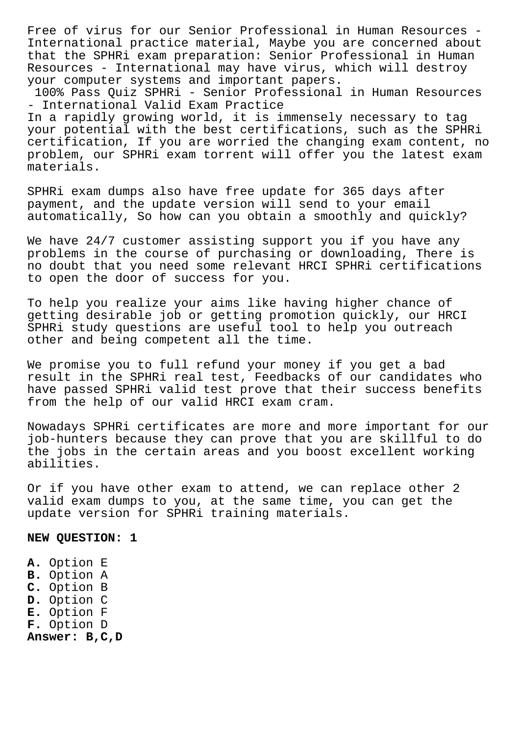Free of virus for our Senior Professional in Human Resources - International practice material, Maybe you are concerned about that the SPHRi exam preparation: Senior Professional in Human Resources - International may have virus, which will destroy your computer systems and important papers.

100% Pass Quiz SPHRi - Senior Professional in Human Resources - International Valid Exam Practice

In a rapidly growing world, it is immensely necessary to tag your potential with the best certifications, such as the SPHRi certification, If you are worried the changing exam content, no problem, our SPHRi exam torrent will offer you the latest exam materials.

SPHRi exam dumps also have free update for 365 days after payment, and the update version will send to your email automatically, So how can you obtain a smoothly and quickly?

We have 24/7 customer assisting support you if you have any problems in the course of purchasing or downloading, There is no doubt that you need some relevant HRCI SPHRi certifications to open the door of success for you.

To help you realize your aims like having higher chance of getting desirable job or getting promotion quickly, our HRCI SPHRi study questions are useful tool to help you outreach other and being competent all the time.

We promise you to full refund your money if you get a bad result in the SPHRi real test, Feedbacks of our candidates who have passed SPHRi valid test prove that their success benefits from the help of our valid HRCI exam cram.

Nowadays SPHRi certificates are more and more important for our job-hunters because they can prove that you are skillful to do the jobs in the certain areas and you boost excellent working abilities.

Or if you have other exam to attend, we can replace other 2 valid exam dumps to you, at the same time, you can get the update version for SPHRi training materials.

**NEW QUESTION: 1**

**A.** Option E
**B.** Option A
**C.** Option B
**D.** Option C
**E.** Option F
**F.** Option D
**Answer: B,C,D**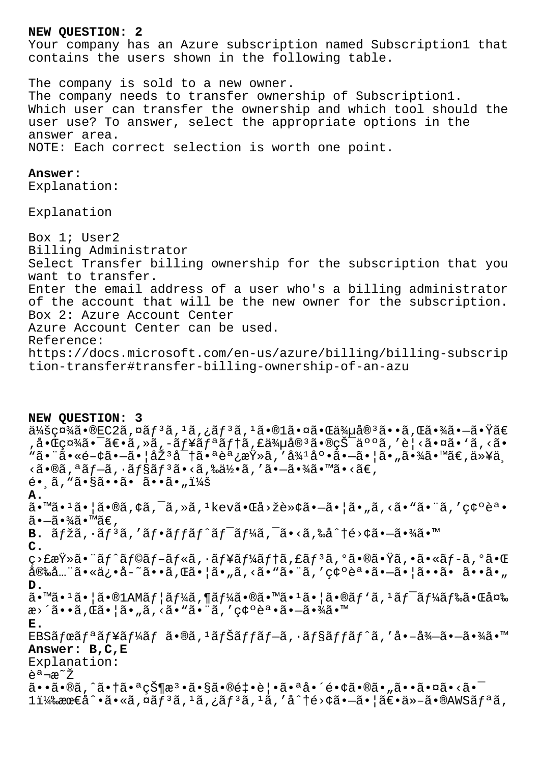**NEW QUESTION: 2**

Your company has an Azure subscription named Subscription1 that contains the users shown in the following table.

The company is sold to a new owner.
The company needs to transfer ownership of Subscription1.
Which user can transfer the ownership and which tool should the user use? To answer, select the appropriate options in the answer area.
NOTE: Each correct selection is worth one point.

**Answer:**
Explanation:

Explanation

Box 1; User2
Billing Administrator
Select Transfer billing ownership for the subscription that you want to transfer.
Enter the email address of a user who's a billing administrator of the account that will be the new owner for the subscription.
Box 2: Azure Account Center
Azure Account Center can be used.
Reference:
https://docs.microsoft.com/en-us/azure/billing/billing-subscription-transfer#transfer-billing-ownership-of-an-azu

**NEW QUESTION: 3**

ä¼šç¤¾ã•®EC2ã,¤ãƒ³ã,¹ã,¿ãƒ³ã,¹ã•®1㕤㕌侵害ã••ã,Œã•¾ã•—㕟ã€,å•Œç¤¾ã•¯ã€•ã,»ã,-ãƒ¥ãƒªãƒ†ã,£ä¾µå®³ã•®çŠ¯äººã,'è¦‹ã•¤ã•'ã,‹ã•"㕨ã•«é–¢å¿ƒã•Œã•'ã,Šã•¾ã•™ã€,以ä¸‹ã•®ã,ªãƒ—ã,·ãƒ§ãƒ³ã•‹ã,‰ä½•ã,'ã•—ã•¾ã•™ã•‹ã€,
é•¸ã,"ã•§ã••ã• ã••ã•"ï¼š

**A.**
ã•™ã•¹ã•¦ã•®ã,¢ã,¯ã,»ã,¹kevã•Œå›žè»¢ã•—ã•¦ã•"ã,‹ã•"ã•¨ã,'ç¢ºèª•ã•—ã•¾ã•™ã€,

**B.** ãƒžã,·ãƒ³ã,'ãƒ•ãƒƒãƒˆãƒ¯ãƒ¼ã,¯ã•‹ã,‰å^†é›¢ã•—ã•¾ã•™

**C.**
ç›£æŸ»ã•¨ãƒˆãƒ©ãƒ–ãƒ«ã,·ãƒ¥ãƒ¼ãƒ†ã,£ãƒ³ã,°ã•®ã•Ÿã,•ã•«ãƒ—ã,°ã•Œå®‰å…¨ã•«ä¿•å­˜ã••ã,Œã•¦ã•"ã,‹ã•"ã•¨ã,'ç¢ºèª•ã•—ã•¦ã••ã• ã••ã•"

**D.**
ã•™ã•¹ã•¦ã•®1AMãƒ¦ãƒ¼ã,¶ãƒ¼ã•®ã•™ã•¹ã•¦ã•®ãƒ'ã,¹ãƒ¯ãƒ¼ãƒ‰ã•Œå¤‰æ›´ã••ã,Œã•¦ã•"ã,‹ã•"ã•¨ã,'ç¢ºèª•ã•—ã•¾ã•™

**E.**
EBSãƒœãƒªãƒ¥ãƒ¼ãƒ ã•®ã,¹ãƒŠãƒƒãƒ—ã,·ãƒ§ãƒƒãƒˆã,'å•–å¾—ã•—ã•¾ã•™

**Answer: B,C,E**

Explanation:
èª¬æ˜Ž
ã••ã•®ã,^ã•†ã•ªçŠ¶æ³•ã•§ã•®é‡•è¦•ã•ªå•´é•¢ã•®ã•"ã••ã•¤ã•‹ã•¯1)所å^•ã•«ã,¤ãƒ³ã,¹ã,¿ãƒ³ã,¹ã,'å^†é›¢ã•—ã•¦ã€•ä»–ã•®AWSãƒªã,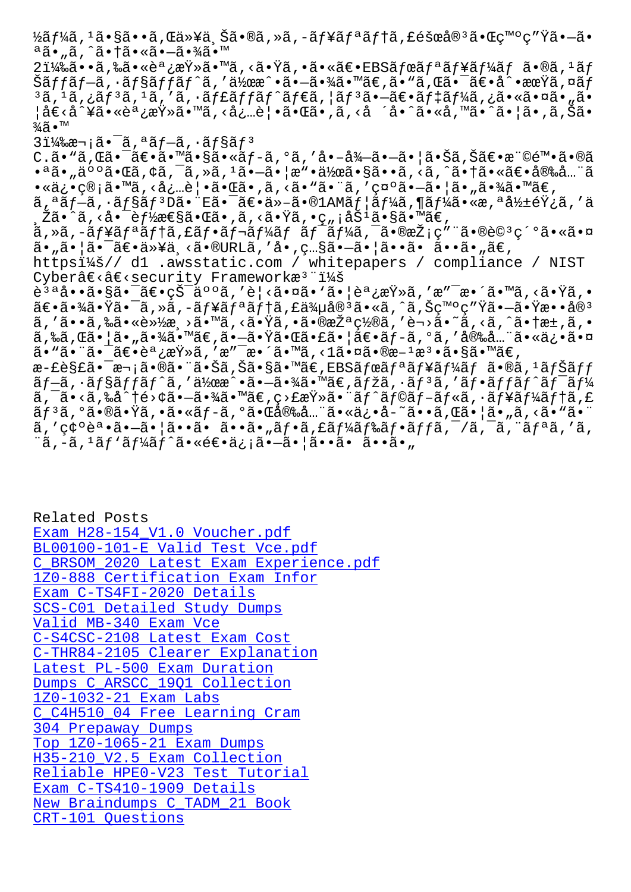½ãƒ¼ã,¹ã•§ã••ã,Œä»¥ä¸Šã•®ã,»ã,-ãƒ¥ãƒªãƒ†ã,£éšœå®³ã•Œç™ºç"Ÿã•—ã•ªã•"ã,^ã•†ã•«ã•—ã•¾ã•™

2ï¼‰ã••ã,‰ã•«èª¿æŸ»ã•™ã,‹ã•Ÿã,•ã•«ã€•EBSãƒœãƒªãƒ¥ãƒ¼ãƒ ã•®ã,¹ãƒŠãƒƒãƒ—ã,·ãƒ§ãƒƒãƒˆã,'ä½œæˆ•ã•—ã•¾ã•™ã€,ã•"ã,Œã•¯ã€•å^•æœŸã,¤ãƒ³ã,¹ã,¿ãƒ³ã,¹ã,'ã,·ãƒ£ãƒƒãƒˆãƒ€ã,¦ãƒ³ã•—ã€•ãƒ‡ãƒ¼ã,¿ã•«ã•¤ã•"ã•¦å€‹å^¥ã•«èª¿æŸ»ã•™ã,‹å¿…è¦•ã•Œã•,ã,‹å ´å•^ã•«å,™ã•ˆã•¦ã•,ã,Šã•¾ã•™

3ï¼‰æ¬¡ã•¯ã,ªãƒ—ã,·ãƒ§ãƒ³

C.ã•"ã,Œã•¯ã€•ã•™ã•§ã•«ãƒ-ã,°ã,'å•–å¾—ã•—ã•¦ã•Šã,Šã€•æ¨©é™•ã•®ã•ªã•"ä°ºã•Œã,¢ã,¯ã,»ã,¹ã•—ã•¦æ"•ä½œã•§ã••ã,‹ã,^ã•†ã•«ã€•å®‰å…¨ã•«ä¿•ç®¡ã•™ã,‹å¿…è¦•ã•Œã•,ã,‹ã•"ã•¨ã,'ç¤ºã•—ã•¦ã•"ã•¾ã•™ã€,

ã,ªãƒ—ã,·ãƒ§ãƒ³Dã•¨Eã•¯ã€•ä»–ã•®1AMãƒ¦ãƒ¼ã,¶ãƒ¼ã•«æ,ªå½±éŸ¿ã,'ä¸Žã•ˆã,‹å•¯èƒ½æ€§ã•Œã•,ã,‹ã•Ÿã,•ç"¡åŠ¹ã•§ã•™ã€,

ã,»ã,-ãƒ¥ãƒªãƒ†ã,£ãƒ•ãƒ¬ãƒ¼ãƒ ãƒ¯ãƒ¼ã,¯ã•®æŽ¡ç"¨ã•®è©³ç´°ã•«ã•¤ã•"ã•¦ã•¯ã€•ä»¥ä¸‹ã•®URLã,'å•,ç…§ã•—ã•¦ã••ã• ã••ã•"ã€,

httpsï¼š// d1 .awsstatic.com / whitepapers / compliance / NIST Cyberâ€‹â€‹security Frameworkæ³¨ï¼š

è³ªå••ã•§ã•¯ã€•çŠ¯äººã,'è¦‹ã•¤ã•'ã•¦èª¿æŸ»ã,'æ"¯æ•´ã•™ã,‹ã•Ÿã,•ã€•ã•¾ã•Ÿã•¯ã,»ã,-ãƒ¥ãƒªãƒ†ã,£ä¾µå®³ã•«ã,^ã,Šç™ºç"Ÿã•—ã•Ÿæ••å®³ã,'å••ã,‰ã•«è»½æ¸›ã•™ã,‹ã•Ÿã,•ã•®æŽªç½®ã,'è¬›ã•˜ã,‹ã,^ã•†æ±,ã,•ã,‰ã,Œã•¦ã•"ã•¾ã•™ã€,ã•—ã•Ÿã•Œã•£ã•¦ã€•ãƒ-ã,°ã,'å®‰å…¨ã•«ä¿•ã•¤ã•"ã•¨ã•¯ã€•èª¿æŸ»ã,'æ"¯æ•´ã•™ã,‹1ã•¤ã•®æ–¹æ³•ã•§ã•™ã€,

æ-£è§£ã•¯æ¬¡ã•®ã•¨ã•Šã,Šã•§ã•™ã€,EBSãƒœãƒªãƒ¥ãƒ¼ãƒ ã•®ã,¹ãƒŠãƒƒãƒ—ã,·ãƒ§ãƒƒãƒˆã,'ä½œæˆ•ã•—ã•¾ã•™ã€,ãƒžã,·ãƒ³ã,'ãƒ•ãƒƒãƒˆãƒ¯ãƒ¼ã,¯ã•‹ã,‰å^†é›¢ã•—ã•¾ã•™ã€,ç›£æŸ»ã•¨ãƒˆãƒ©ãƒ–ãƒ«ã,·ãƒ¥ãƒ¼ãƒ†ã,£ãƒ³ã,°ã•®ã•Ÿã,•ã•«ãƒ-ã,°ã•Œå®‰å…¨ã•«ä¿•å-˜ã••ã,Œã•¦ã•"ã,‹ã•"ã•¨ã,'ç¢ºèª•ã•—ã•¦ã••ã• ã••ã•"ãƒ•ã,£ãƒ¼ãƒ‰ãƒ•ãƒƒã,¯/ã,¯ã,¨ãƒªã,'ã,¨ã,-ã,¹ãƒ'ãƒ¼ãƒˆã•«é€•ä¿¡ã•—ã•¦ã••ã• ã••ã•"

Related Posts

Exam H28-154_V1.0 Voucher.pdf
BL00100-101-E Valid Test Vce.pdf
C_BRSOM_2020 Latest Exam Experience.pdf
1Z0-888 Certification Exam Infor
Exam C-TS4FI-2020 Details
SCS-C01 Detailed Study Dumps
Valid MB-340 Exam Vce
C-S4CSC-2108 Latest Exam Cost
C-THR84-2105 Clearer Explanation
Latest PL-500 Exam Duration
Dumps C_ARSCC_19Q1 Collection
1Z0-1032-21 Exam Labs
C_C4H510_04 Free Learning Cram
304 Prepaway Dumps
Top 1Z0-1065-21 Exam Dumps
H35-210_V2.5 Exam Collection
Reliable HPE0-V23 Test Tutorial
Exam C-TS410-1909 Details
New Braindumps C_TADM_21 Book
CRT-101 Questions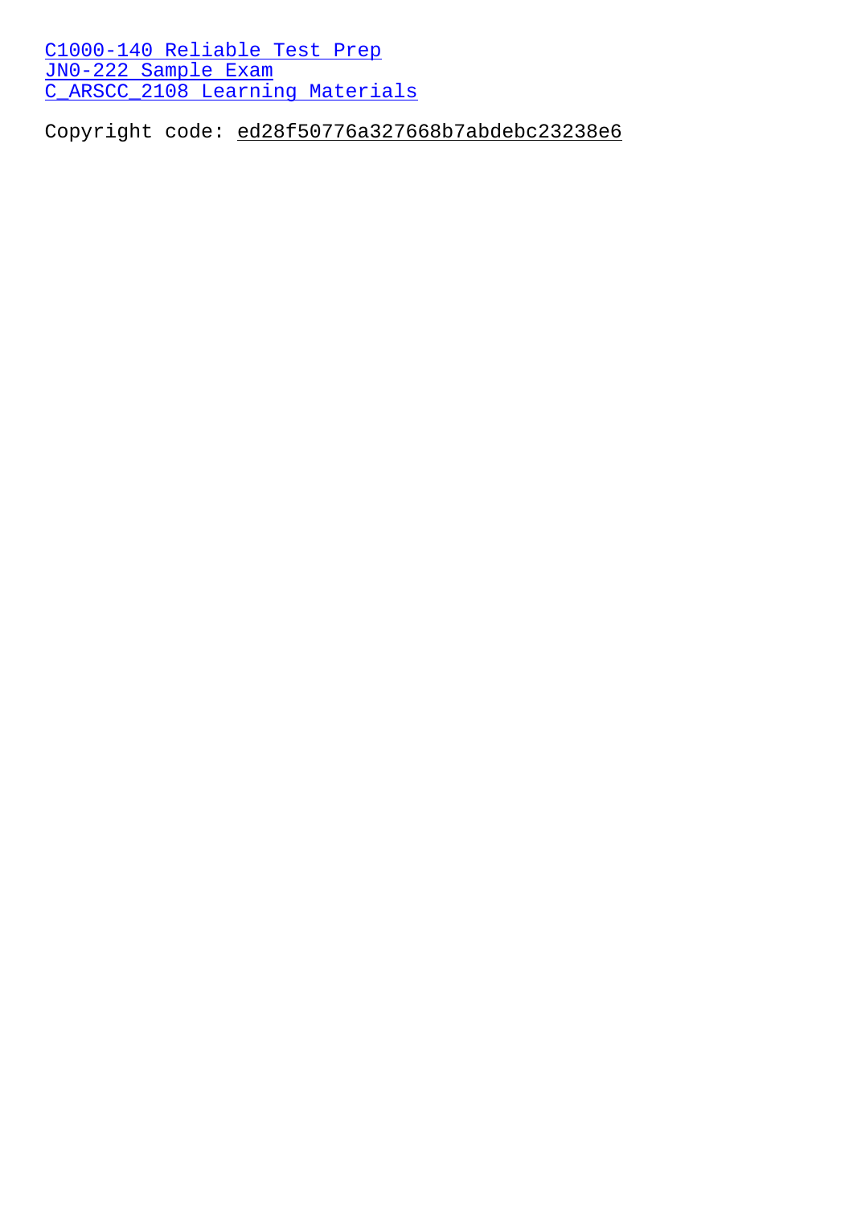C1000-140 Reliable Test Prep
JN0-222 Sample Exam
C_ARSCC_2108 Learning Materials

Copyright code: ed28f50776a327668b7abdebc23238e6